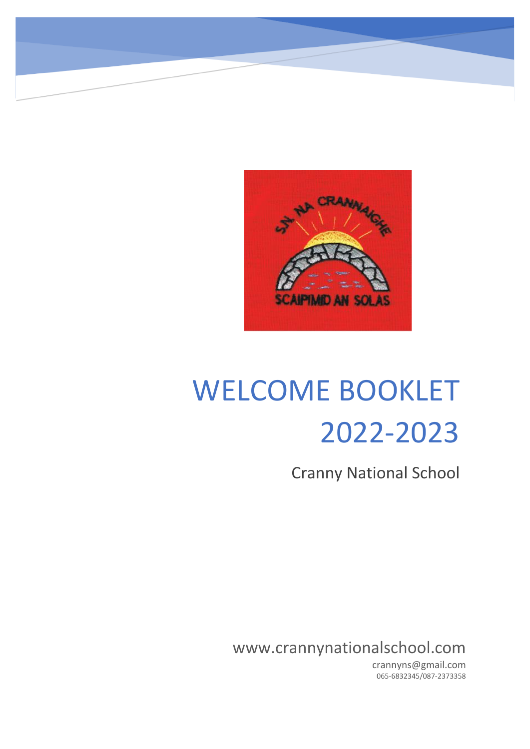# WELCOME BOOKLET 2022-2023

Cranny National School

www.crannynationalschool.com

crannyns@gmail.com

065-6832345/087-2373358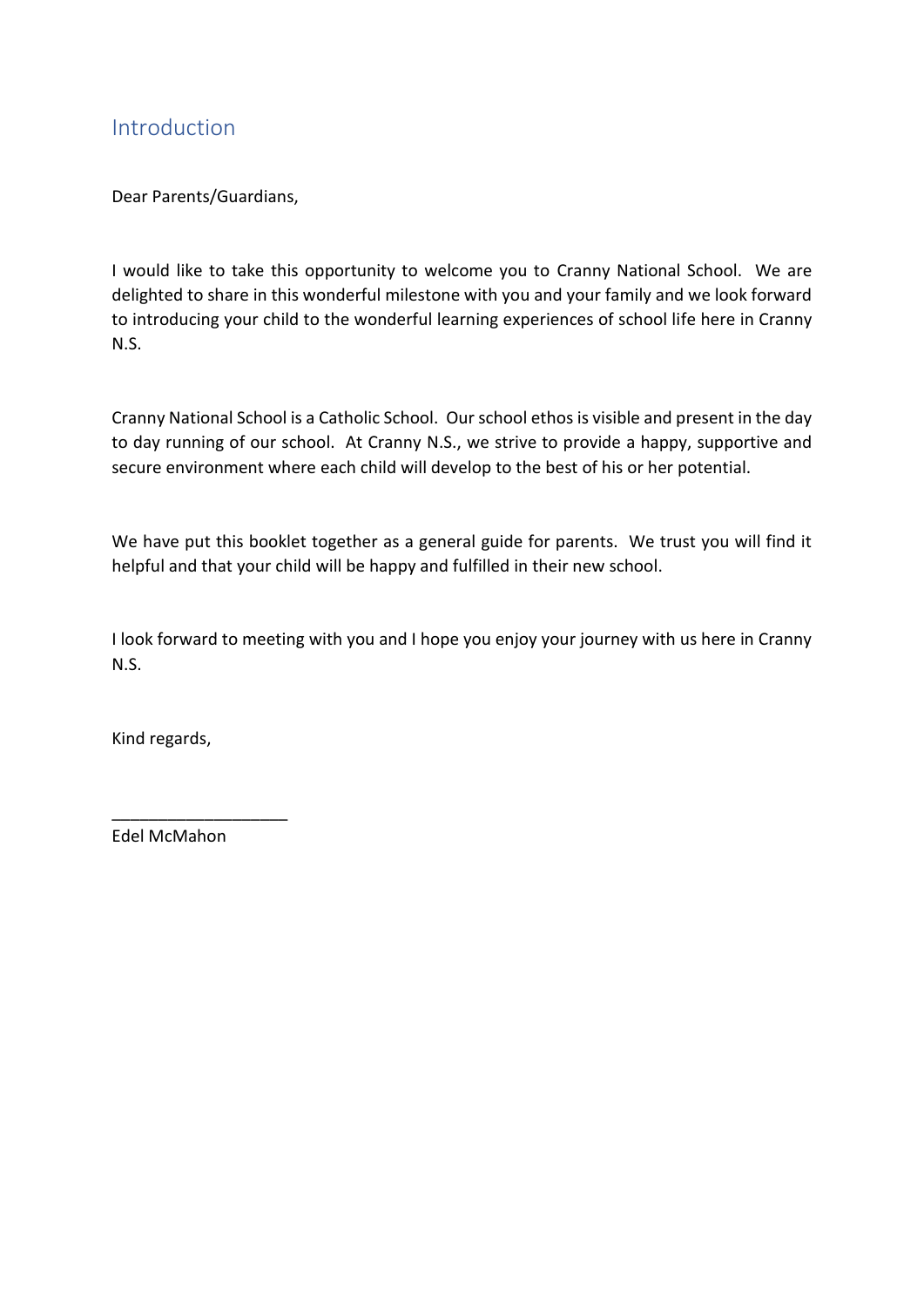## Introduction

Dear Parents/Guardians,

I would like to take this opportunity to welcome you to Cranny National School. We are delighted to share in this wonderful milestone with you and your family and we look forward to introducing your child to the wonderful learning experiences of school life here in Cranny N.S.

Cranny National School is a Catholic School. Our school ethos is visible and present in the day to day running of our school. At Cranny N.S., we strive to provide a happy, supportive and secure environment where each child will develop to the best of his or her potential.

We have put this booklet together as a general guide for parents. We trust you will find it helpful and that your child will be happy and fulfilled in their new school.

I look forward to meeting with you and I hope you enjoy your journey with us here in Cranny N.S.

Kind regards,

___________________

Edel McMahon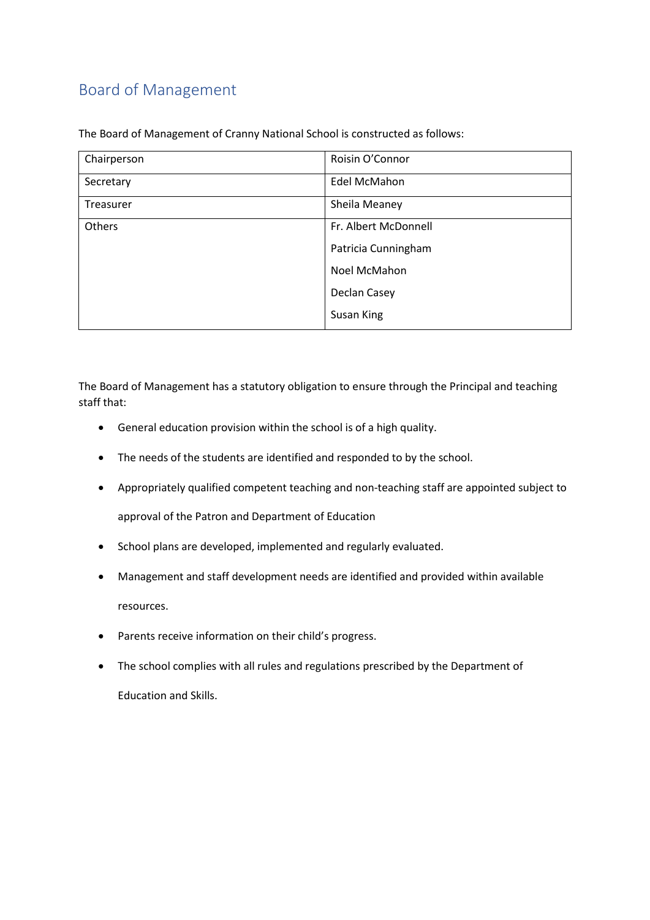## Board of Management

The Board of Management of Cranny National School is constructed as follows:

| Chairperson | Roisin O'Connor |
|---|---|
| Secretary | Edel McMahon |
| Treasurer | Sheila Meaney |
| Others | Fr. Albert McDonnell<br>Patricia Cunningham<br>Noel McMahon<br>Declan Casey<br>Susan King |

The Board of Management has a statutory obligation to ensure through the Principal and teaching staff that:

- General education provision within the school is of a high quality.
- The needs of the students are identified and responded to by the school.
- Appropriately qualified competent teaching and non-teaching staff are appointed subject to approval of the Patron and Department of Education
- School plans are developed, implemented and regularly evaluated.
- Management and staff development needs are identified and provided within available resources.
- Parents receive information on their child's progress.
- The school complies with all rules and regulations prescribed by the Department of Education and Skills.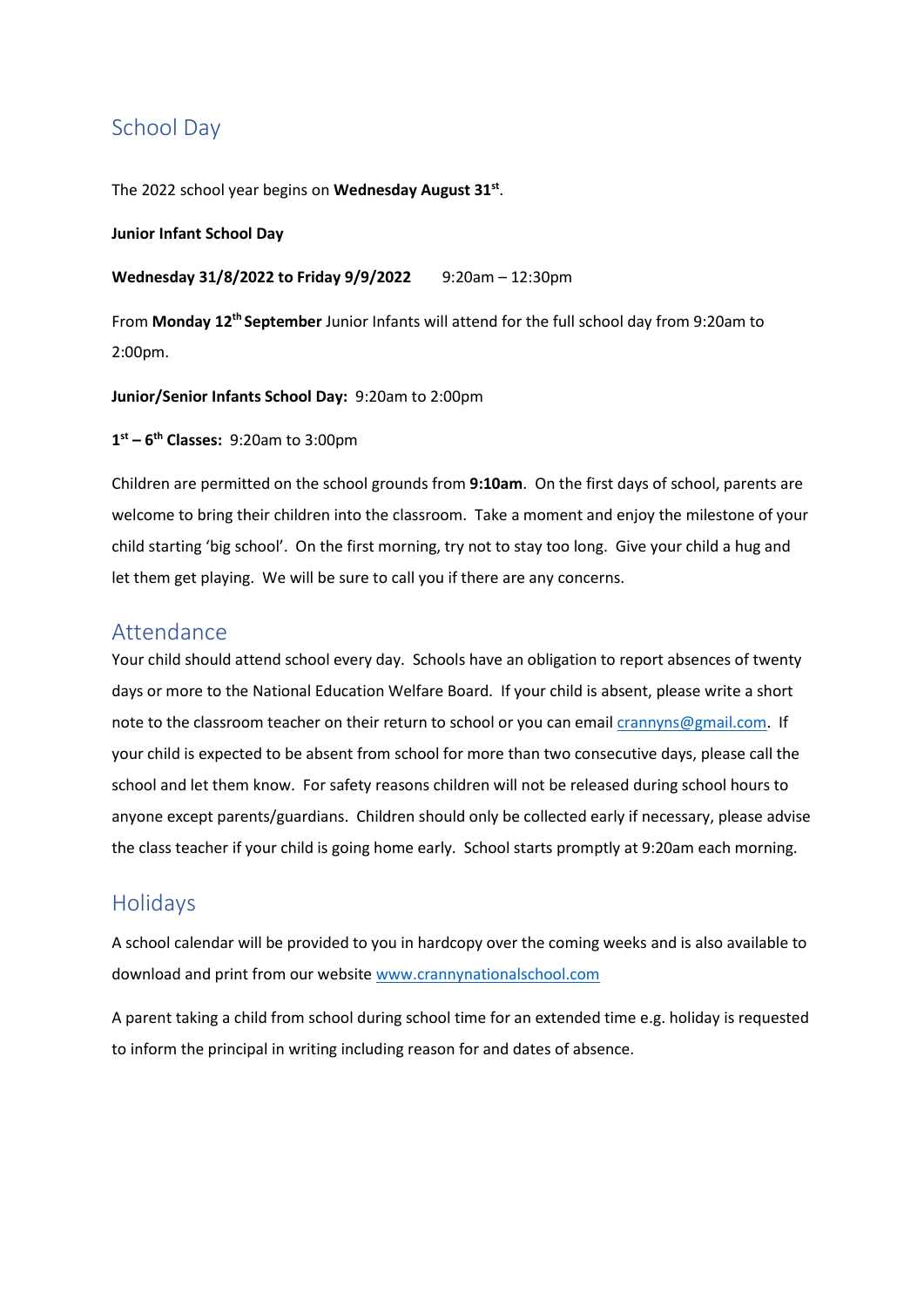## School Day

The 2022 school year begins on **Wednesday August 31st**.

**Junior Infant School Day**

**Wednesday 31/8/2022 to Friday 9/9/2022** 9:20am – 12:30pm

From **Monday 12th September** Junior Infants will attend for the full school day from 9:20am to 2:00pm.

**Junior/Senior Infants School Day:** 9:20am to 2:00pm

**1st – 6th Classes:** 9:20am to 3:00pm

Children are permitted on the school grounds from **9:10am**. On the first days of school, parents are welcome to bring their children into the classroom. Take a moment and enjoy the milestone of your child starting 'big school'. On the first morning, try not to stay too long. Give your child a hug and let them get playing. We will be sure to call you if there are any concerns.

## Attendance

Your child should attend school every day. Schools have an obligation to report absences of twenty days or more to the National Education Welfare Board. If your child is absent, please write a short note to the classroom teacher on their return to school or you can email crannyns@gmail.com. If your child is expected to be absent from school for more than two consecutive days, please call the school and let them know. For safety reasons children will not be released during school hours to anyone except parents/guardians. Children should only be collected early if necessary, please advise the class teacher if your child is going home early. School starts promptly at 9:20am each morning.

## Holidays

A school calendar will be provided to you in hardcopy over the coming weeks and is also available to download and print from our website www.crannynationalschool.com

A parent taking a child from school during school time for an extended time e.g. holiday is requested to inform the principal in writing including reason for and dates of absence.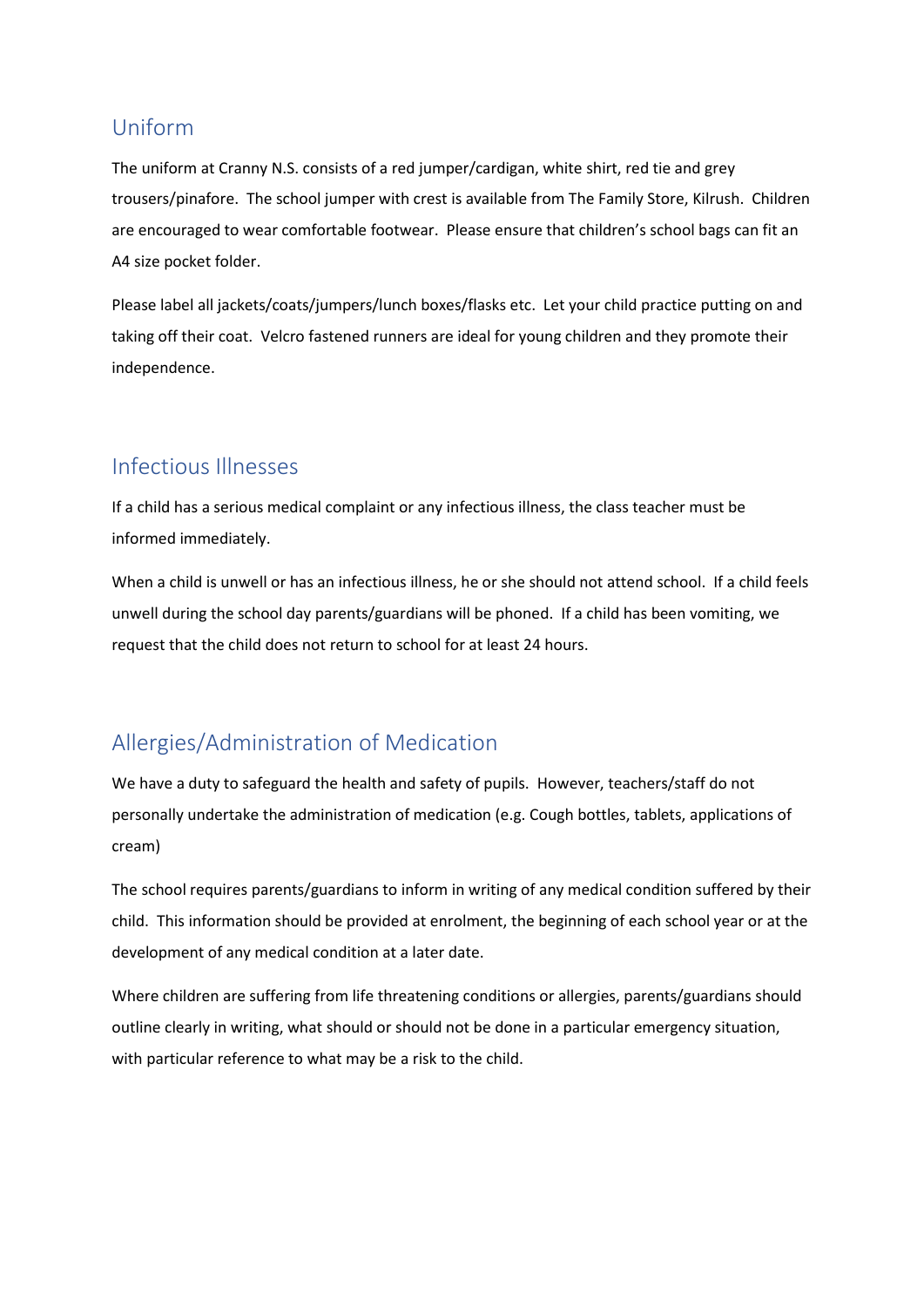## Uniform

The uniform at Cranny N.S. consists of a red jumper/cardigan, white shirt, red tie and grey trousers/pinafore. The school jumper with crest is available from The Family Store, Kilrush. Children are encouraged to wear comfortable footwear. Please ensure that children's school bags can fit an A4 size pocket folder.

Please label all jackets/coats/jumpers/lunch boxes/flasks etc. Let your child practice putting on and taking off their coat. Velcro fastened runners are ideal for young children and they promote their independence.

## Infectious Illnesses

If a child has a serious medical complaint or any infectious illness, the class teacher must be informed immediately.

When a child is unwell or has an infectious illness, he or she should not attend school. If a child feels unwell during the school day parents/guardians will be phoned. If a child has been vomiting, we request that the child does not return to school for at least 24 hours.

## Allergies/Administration of Medication

We have a duty to safeguard the health and safety of pupils. However, teachers/staff do not personally undertake the administration of medication (e.g. Cough bottles, tablets, applications of cream)

The school requires parents/guardians to inform in writing of any medical condition suffered by their child. This information should be provided at enrolment, the beginning of each school year or at the development of any medical condition at a later date.

Where children are suffering from life threatening conditions or allergies, parents/guardians should outline clearly in writing, what should or should not be done in a particular emergency situation, with particular reference to what may be a risk to the child.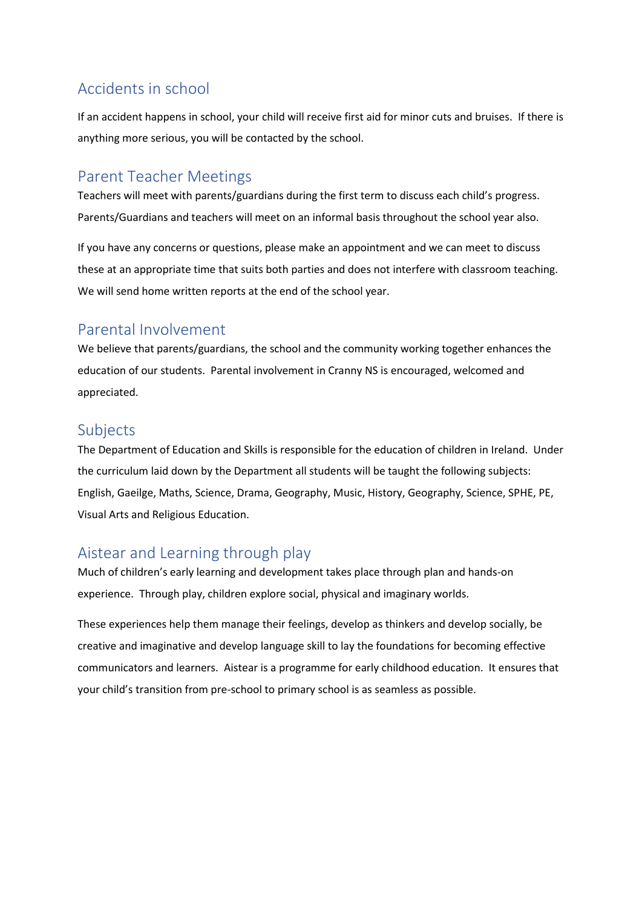## Accidents in school

If an accident happens in school, your child will receive first aid for minor cuts and bruises. If there is anything more serious, you will be contacted by the school.

## Parent Teacher Meetings

Teachers will meet with parents/guardians during the first term to discuss each child's progress. Parents/Guardians and teachers will meet on an informal basis throughout the school year also.

If you have any concerns or questions, please make an appointment and we can meet to discuss these at an appropriate time that suits both parties and does not interfere with classroom teaching. We will send home written reports at the end of the school year.

## Parental Involvement

We believe that parents/guardians, the school and the community working together enhances the education of our students. Parental involvement in Cranny NS is encouraged, welcomed and appreciated.

## Subjects

The Department of Education and Skills is responsible for the education of children in Ireland. Under the curriculum laid down by the Department all students will be taught the following subjects: English, Gaeilge, Maths, Science, Drama, Geography, Music, History, Geography, Science, SPHE, PE, Visual Arts and Religious Education.

## Aistear and Learning through play

Much of children's early learning and development takes place through plan and hands-on experience. Through play, children explore social, physical and imaginary worlds.

These experiences help them manage their feelings, develop as thinkers and develop socially, be creative and imaginative and develop language skill to lay the foundations for becoming effective communicators and learners. Aistear is a programme for early childhood education. It ensures that your child's transition from pre-school to primary school is as seamless as possible.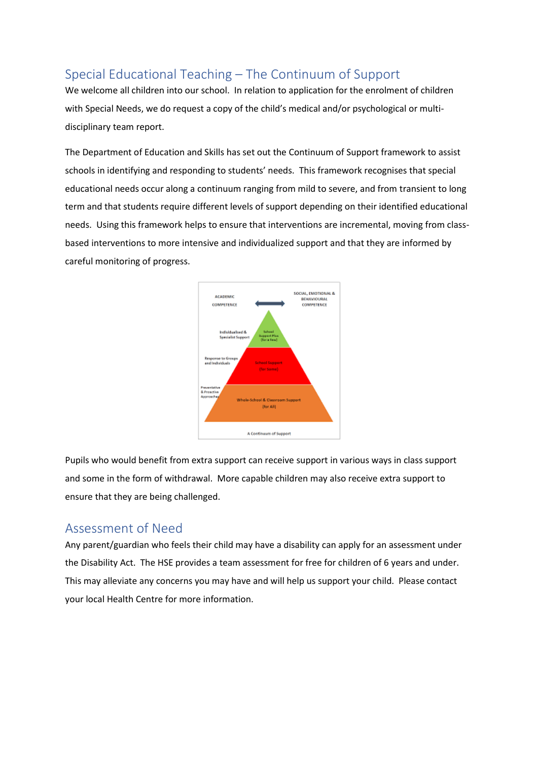## Special Educational Teaching – The Continuum of Support

We welcome all children into our school. In relation to application for the enrolment of children with Special Needs, we do request a copy of the child's medical and/or psychological or multi-disciplinary team report.

The Department of Education and Skills has set out the Continuum of Support framework to assist schools in identifying and responding to students' needs. This framework recognises that special educational needs occur along a continuum ranging from mild to severe, and from transient to long term and that students require different levels of support depending on their identified educational needs. Using this framework helps to ensure that interventions are incremental, moving from class-based interventions to more intensive and individualized support and that they are informed by careful monitoring of progress.

Pupils who would benefit from extra support can receive support in various ways in class support and some in the form of withdrawal. More capable children may also receive extra support to ensure that they are being challenged.

## Assessment of Need

Any parent/guardian who feels their child may have a disability can apply for an assessment under the Disability Act. The HSE provides a team assessment for free for children of 6 years and under. This may alleviate any concerns you may have and will help us support your child. Please contact your local Health Centre for more information.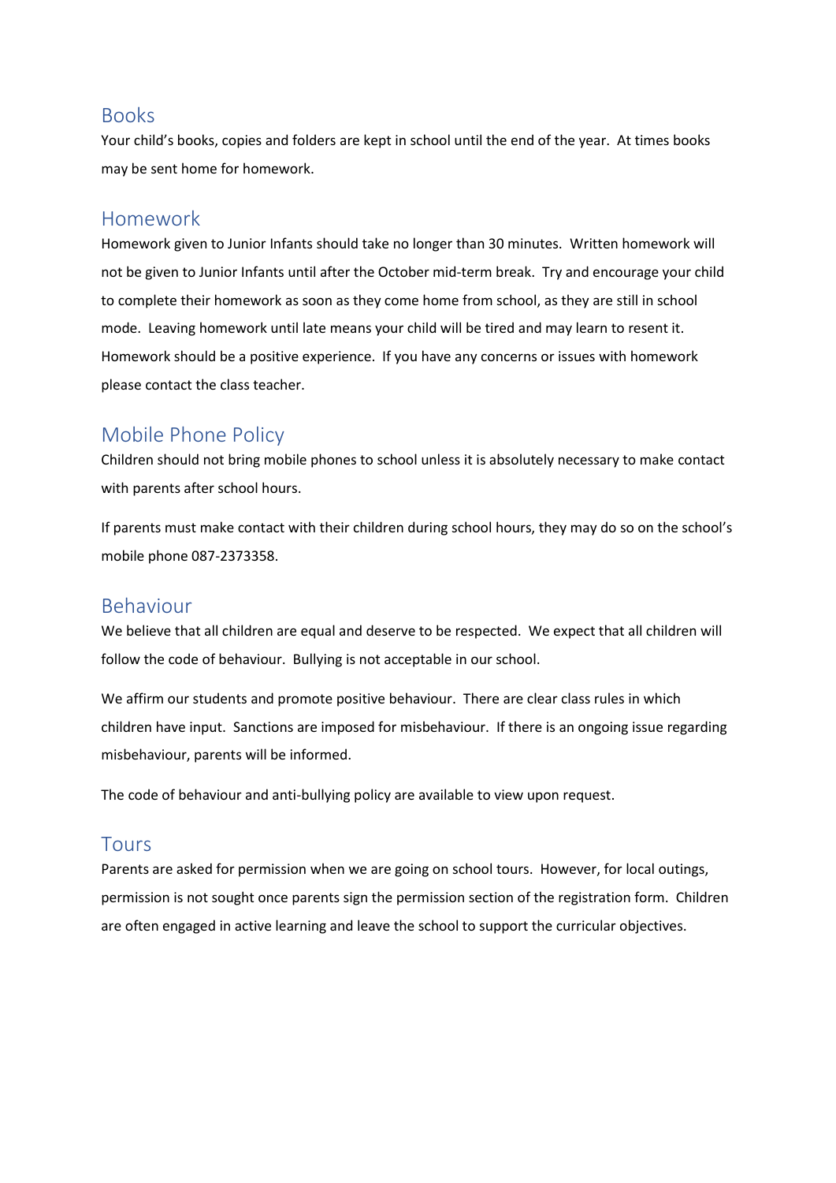## Books

Your child's books, copies and folders are kept in school until the end of the year. At times books may be sent home for homework.

## Homework

Homework given to Junior Infants should take no longer than 30 minutes. Written homework will not be given to Junior Infants until after the October mid-term break. Try and encourage your child to complete their homework as soon as they come home from school, as they are still in school mode. Leaving homework until late means your child will be tired and may learn to resent it. Homework should be a positive experience. If you have any concerns or issues with homework please contact the class teacher.

## Mobile Phone Policy

Children should not bring mobile phones to school unless it is absolutely necessary to make contact with parents after school hours.

If parents must make contact with their children during school hours, they may do so on the school's mobile phone 087-2373358.

## Behaviour

We believe that all children are equal and deserve to be respected. We expect that all children will follow the code of behaviour. Bullying is not acceptable in our school.

We affirm our students and promote positive behaviour. There are clear class rules in which children have input. Sanctions are imposed for misbehaviour. If there is an ongoing issue regarding misbehaviour, parents will be informed.

The code of behaviour and anti-bullying policy are available to view upon request.

## Tours

Parents are asked for permission when we are going on school tours. However, for local outings, permission is not sought once parents sign the permission section of the registration form. Children are often engaged in active learning and leave the school to support the curricular objectives.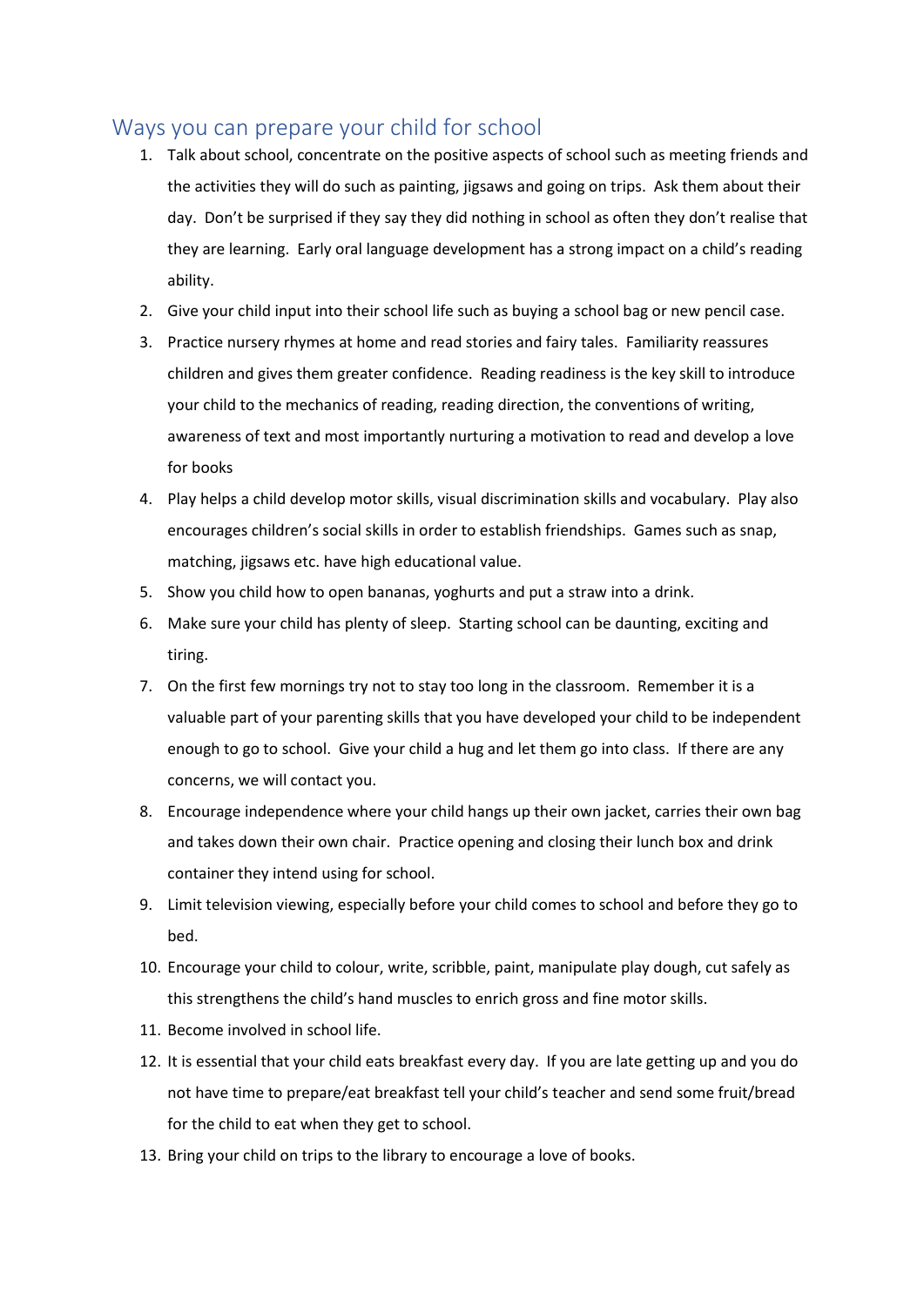## Ways you can prepare your child for school

1. Talk about school, concentrate on the positive aspects of school such as meeting friends and the activities they will do such as painting, jigsaws and going on trips. Ask them about their day. Don't be surprised if they say they did nothing in school as often they don't realise that they are learning. Early oral language development has a strong impact on a child's reading ability.
2. Give your child input into their school life such as buying a school bag or new pencil case.
3. Practice nursery rhymes at home and read stories and fairy tales. Familiarity reassures children and gives them greater confidence. Reading readiness is the key skill to introduce your child to the mechanics of reading, reading direction, the conventions of writing, awareness of text and most importantly nurturing a motivation to read and develop a love for books
4. Play helps a child develop motor skills, visual discrimination skills and vocabulary. Play also encourages children's social skills in order to establish friendships. Games such as snap, matching, jigsaws etc. have high educational value.
5. Show you child how to open bananas, yoghurts and put a straw into a drink.
6. Make sure your child has plenty of sleep. Starting school can be daunting, exciting and tiring.
7. On the first few mornings try not to stay too long in the classroom. Remember it is a valuable part of your parenting skills that you have developed your child to be independent enough to go to school. Give your child a hug and let them go into class. If there are any concerns, we will contact you.
8. Encourage independence where your child hangs up their own jacket, carries their own bag and takes down their own chair. Practice opening and closing their lunch box and drink container they intend using for school.
9. Limit television viewing, especially before your child comes to school and before they go to bed.
10. Encourage your child to colour, write, scribble, paint, manipulate play dough, cut safely as this strengthens the child's hand muscles to enrich gross and fine motor skills.
11. Become involved in school life.
12. It is essential that your child eats breakfast every day. If you are late getting up and you do not have time to prepare/eat breakfast tell your child's teacher and send some fruit/bread for the child to eat when they get to school.
13. Bring your child on trips to the library to encourage a love of books.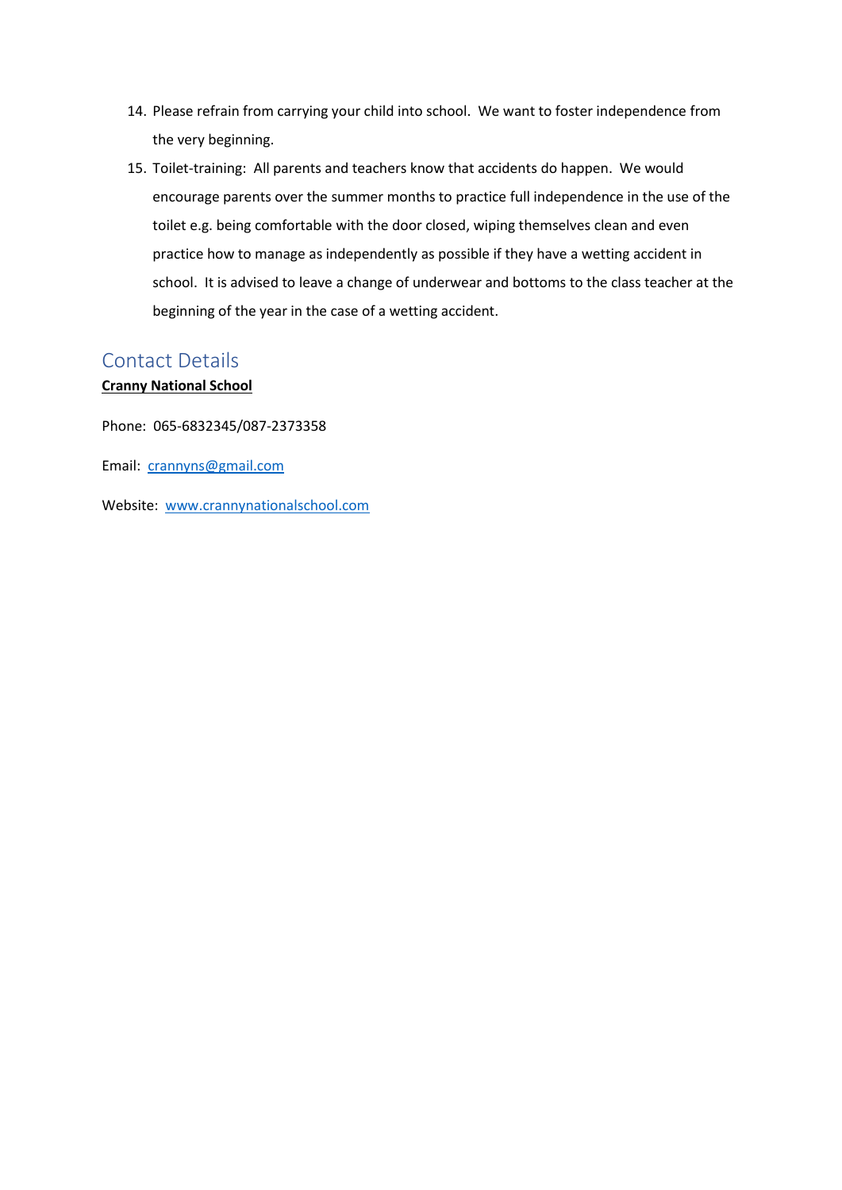14. Please refrain from carrying your child into school. We want to foster independence from the very beginning.
15. Toilet-training: All parents and teachers know that accidents do happen. We would encourage parents over the summer months to practice full independence in the use of the toilet e.g. being comfortable with the door closed, wiping themselves clean and even practice how to manage as independently as possible if they have a wetting accident in school. It is advised to leave a change of underwear and bottoms to the class teacher at the beginning of the year in the case of a wetting accident.

## Contact Details

**Cranny National School**

Phone: 065-6832345/087-2373358

Email: crannyns@gmail.com

Website: www.crannynationalschool.com